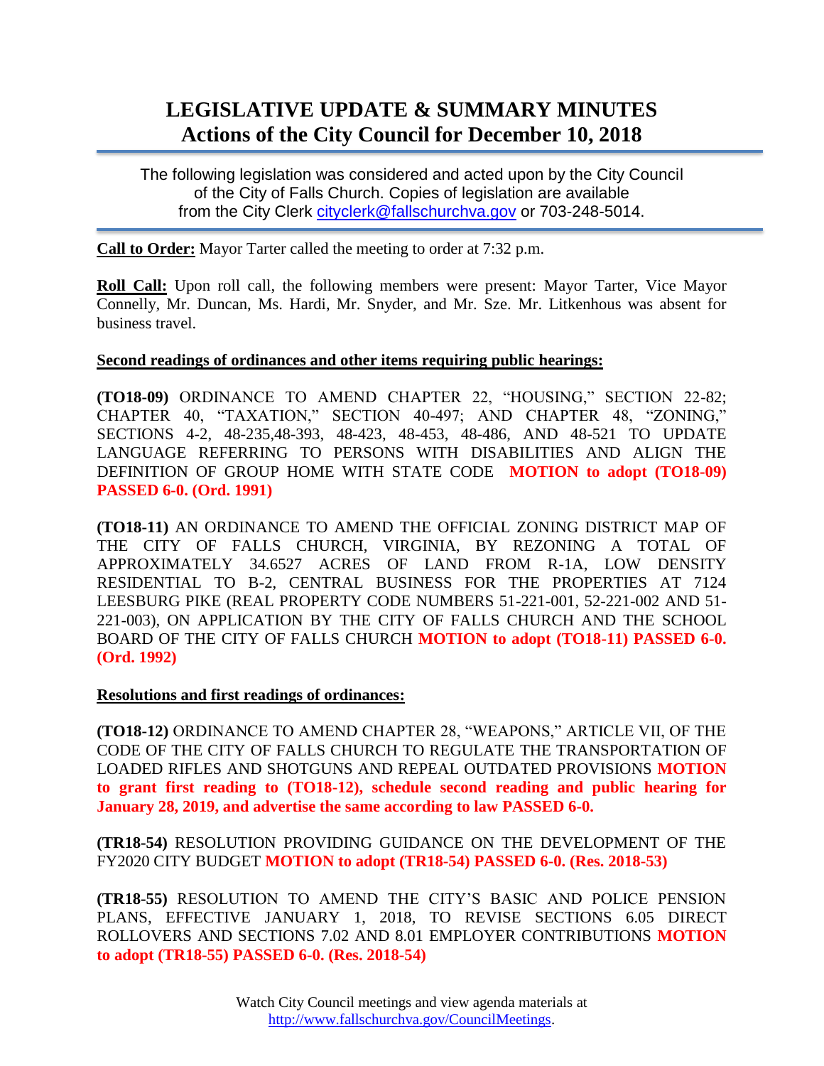# LEGISLATIVE UPDATE & SUMMARY MINUTES
## Actions of the City Council for December 10, 2018

The following legislation was considered and acted upon by the City Council of the City of Falls Church. Copies of legislation are available from the City Clerk cityclerk@fallschurchva.gov or 703-248-5014.

**Call to Order:** Mayor Tarter called the meeting to order at 7:32 p.m.

**Roll Call:** Upon roll call, the following members were present: Mayor Tarter, Vice Mayor Connelly, Mr. Duncan, Ms. Hardi, Mr. Snyder, and Mr. Sze. Mr. Litkenhous was absent for business travel.

**Second readings of ordinances and other items requiring public hearings:**

**(TO18-09)** ORDINANCE TO AMEND CHAPTER 22, "HOUSING," SECTION 22-82; CHAPTER 40, "TAXATION," SECTION 40-497; AND CHAPTER 48, "ZONING," SECTIONS 4-2, 48-235,48-393, 48-423, 48-453, 48-486, AND 48-521 TO UPDATE LANGUAGE REFERRING TO PERSONS WITH DISABILITIES AND ALIGN THE DEFINITION OF GROUP HOME WITH STATE CODE **MOTION to adopt (TO18-09) PASSED 6-0. (Ord. 1991)**

**(TO18-11)** AN ORDINANCE TO AMEND THE OFFICIAL ZONING DISTRICT MAP OF THE CITY OF FALLS CHURCH, VIRGINIA, BY REZONING A TOTAL OF APPROXIMATELY 34.6527 ACRES OF LAND FROM R-1A, LOW DENSITY RESIDENTIAL TO B-2, CENTRAL BUSINESS FOR THE PROPERTIES AT 7124 LEESBURG PIKE (REAL PROPERTY CODE NUMBERS 51-221-001, 52-221-002 AND 51-221-003), ON APPLICATION BY THE CITY OF FALLS CHURCH AND THE SCHOOL BOARD OF THE CITY OF FALLS CHURCH **MOTION to adopt (TO18-11) PASSED 6-0. (Ord. 1992)**

**Resolutions and first readings of ordinances:**

**(TO18-12)** ORDINANCE TO AMEND CHAPTER 28, "WEAPONS," ARTICLE VII, OF THE CODE OF THE CITY OF FALLS CHURCH TO REGULATE THE TRANSPORTATION OF LOADED RIFLES AND SHOTGUNS AND REPEAL OUTDATED PROVISIONS **MOTION to grant first reading to (TO18-12), schedule second reading and public hearing for January 28, 2019, and advertise the same according to law PASSED 6-0.**

**(TR18-54)** RESOLUTION PROVIDING GUIDANCE ON THE DEVELOPMENT OF THE FY2020 CITY BUDGET **MOTION to adopt (TR18-54) PASSED 6-0. (Res. 2018-53)**

**(TR18-55)** RESOLUTION TO AMEND THE CITY'S BASIC AND POLICE PENSION PLANS, EFFECTIVE JANUARY 1, 2018, TO REVISE SECTIONS 6.05 DIRECT ROLLOVERS AND SECTIONS 7.02 AND 8.01 EMPLOYER CONTRIBUTIONS **MOTION to adopt (TR18-55) PASSED 6-0. (Res. 2018-54)**

Watch City Council meetings and view agenda materials at http://www.fallschurchva.gov/CouncilMeetings.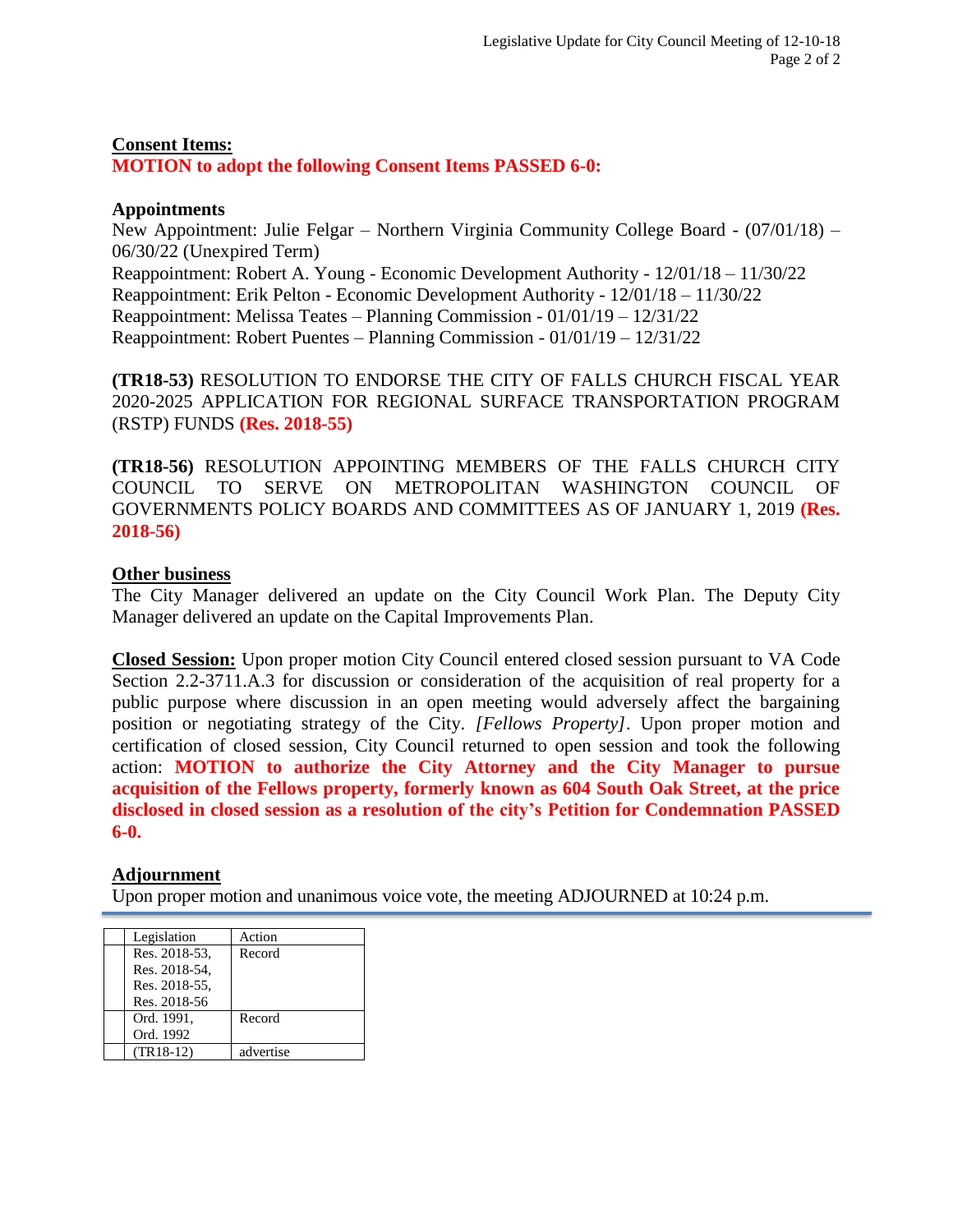**Consent Items:**

**MOTION to adopt the following Consent Items PASSED 6-0:**

**Appointments**

New Appointment: Julie Felgar – Northern Virginia Community College Board - (07/01/18) – 06/30/22 (Unexpired Term)
Reappointment: Robert A. Young - Economic Development Authority - 12/01/18 – 11/30/22
Reappointment: Erik Pelton - Economic Development Authority - 12/01/18 – 11/30/22
Reappointment: Melissa Teates – Planning Commission - 01/01/19 – 12/31/22
Reappointment: Robert Puentes – Planning Commission - 01/01/19 – 12/31/22

**(TR18-53)** RESOLUTION TO ENDORSE THE CITY OF FALLS CHURCH FISCAL YEAR 2020-2025 APPLICATION FOR REGIONAL SURFACE TRANSPORTATION PROGRAM (RSTP) FUNDS **(Res. 2018-55)**

**(TR18-56)** RESOLUTION APPOINTING MEMBERS OF THE FALLS CHURCH CITY COUNCIL TO SERVE ON METROPOLITAN WASHINGTON COUNCIL OF GOVERNMENTS POLICY BOARDS AND COMMITTEES AS OF JANUARY 1, 2019 **(Res. 2018-56)**

**Other business**

The City Manager delivered an update on the City Council Work Plan. The Deputy City Manager delivered an update on the Capital Improvements Plan.

**Closed Session:** Upon proper motion City Council entered closed session pursuant to VA Code Section 2.2-3711.A.3 for discussion or consideration of the acquisition of real property for a public purpose where discussion in an open meeting would adversely affect the bargaining position or negotiating strategy of the City. *[Fellows Property]*. Upon proper motion and certification of closed session, City Council returned to open session and took the following action: **MOTION to authorize the City Attorney and the City Manager to pursue acquisition of the Fellows property, formerly known as 604 South Oak Street, at the price disclosed in closed session as a resolution of the city's Petition for Condemnation PASSED 6-0.**

**Adjournment**

Upon proper motion and unanimous voice vote, the meeting ADJOURNED at 10:24 p.m.

| | Legislation | Action |
|---|---|---|
| | Res. 2018-53, Res. 2018-54, Res. 2018-55, Res. 2018-56 | Record |
| | Ord. 1991, Ord. 1992 | Record |
| | (TR18-12) | advertise |